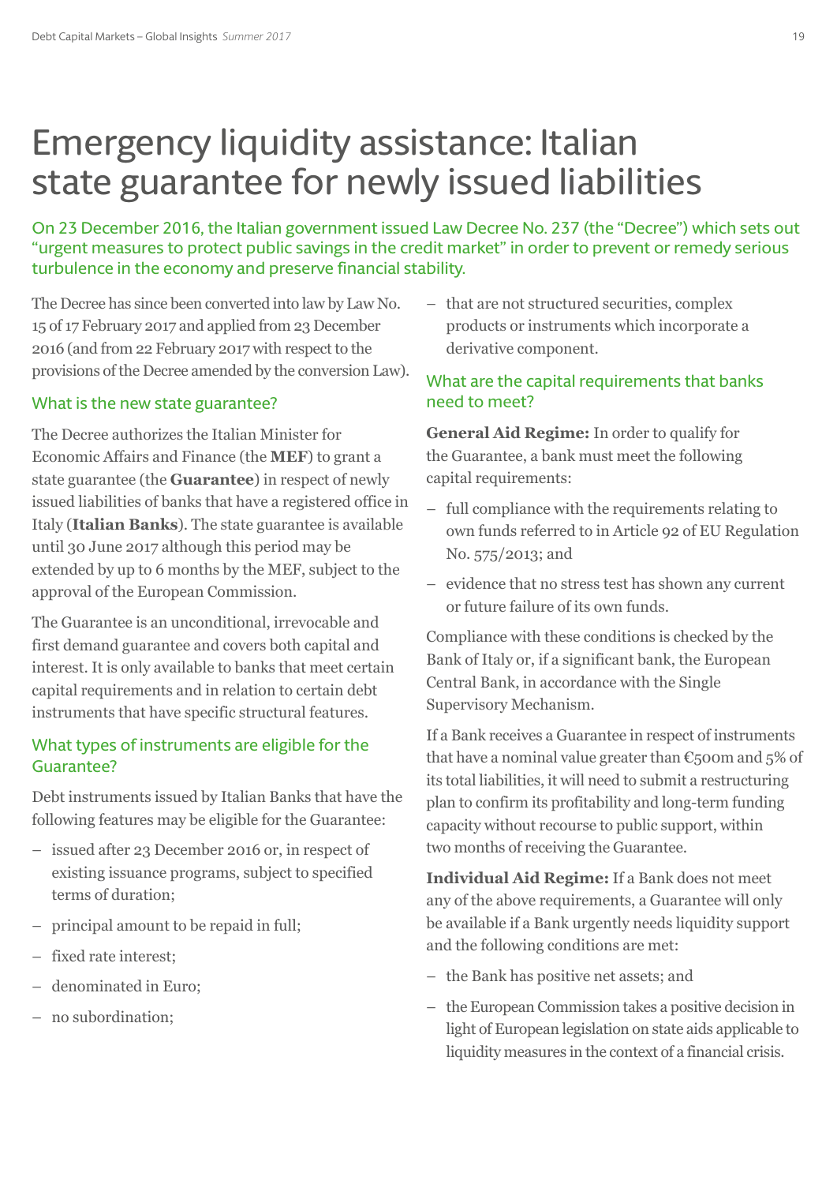# Emergency liquidity assistance: Italian state guarantee for newly issued liabilities

On 23 December 2016, the Italian government issued Law Decree No. 237 (the "Decree") which sets out "urgent measures to protect public savings in the credit market" in order to prevent or remedy serious turbulence in the economy and preserve financial stability.

The Decree has since been converted into law by Law No. 15 of 17 February 2017 and applied from 23 December 2016 (and from 22 February 2017 with respect to the provisions of the Decree amended by the conversion Law).

## What is the new state guarantee?

The Decree authorizes the Italian Minister for Economic Affairs and Finance (the **MEF**) to grant a state guarantee (the **Guarantee**) in respect of newly issued liabilities of banks that have a registered office in Italy (**Italian Banks**). The state guarantee is available until 30 June 2017 although this period may be extended by up to 6 months by the MEF, subject to the approval of the European Commission.

The Guarantee is an unconditional, irrevocable and first demand guarantee and covers both capital and interest. It is only available to banks that meet certain capital requirements and in relation to certain debt instruments that have specific structural features.

## What types of instruments are eligible for the Guarantee?

Debt instruments issued by Italian Banks that have the following features may be eligible for the Guarantee:

- issued after 23 December 2016 or, in respect of existing issuance programs, subject to specified terms of duration;
- principal amount to be repaid in full;
- fixed rate interest;
- denominated in Euro;
- no subordination;
- that are not structured securities, complex products or instruments which incorporate a derivative component.

## What are the capital requirements that banks need to meet?

**General Aid Regime:** In order to qualify for the Guarantee, a bank must meet the following capital requirements:

- full compliance with the requirements relating to own funds referred to in Article 92 of EU Regulation No. 575/2013; and
- evidence that no stress test has shown any current or future failure of its own funds.

Compliance with these conditions is checked by the Bank of Italy or, if a significant bank, the European Central Bank, in accordance with the Single Supervisory Mechanism.

If a Bank receives a Guarantee in respect of instruments that have a nominal value greater than €500m and 5% of its total liabilities, it will need to submit a restructuring plan to confirm its profitability and long-term funding capacity without recourse to public support, within two months of receiving the Guarantee.

**Individual Aid Regime:** If a Bank does not meet any of the above requirements, a Guarantee will only be available if a Bank urgently needs liquidity support and the following conditions are met:

- the Bank has positive net assets; and
- the European Commission takes a positive decision in light of European legislation on state aids applicable to liquidity measures in the context of a financial crisis.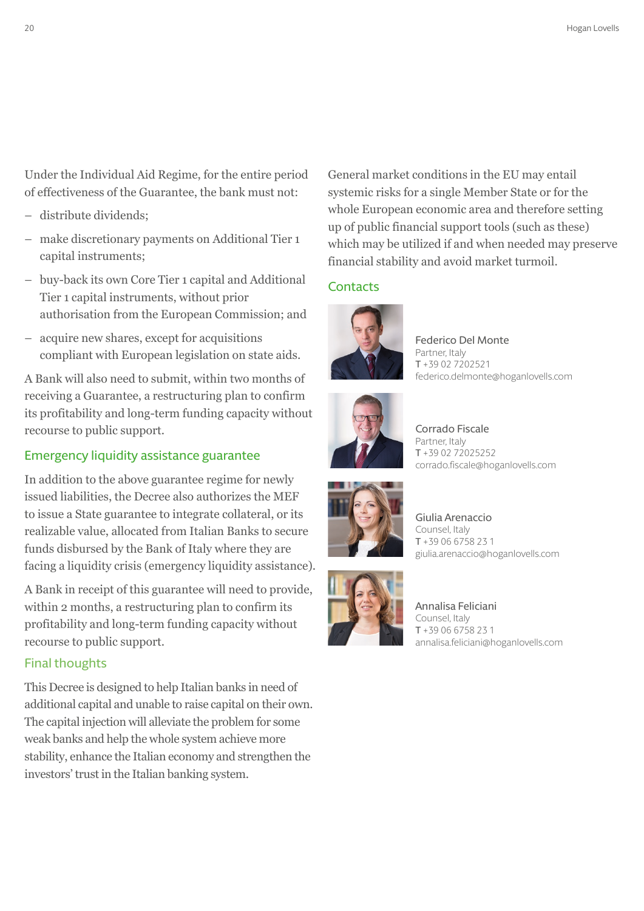Under the Individual Aid Regime, for the entire period of effectiveness of the Guarantee, the bank must not:

- distribute dividends;
- make discretionary payments on Additional Tier 1 capital instruments;
- buy-back its own Core Tier 1 capital and Additional Tier 1 capital instruments, without prior authorisation from the European Commission; and
- acquire new shares, except for acquisitions compliant with European legislation on state aids.

A Bank will also need to submit, within two months of receiving a Guarantee, a restructuring plan to confirm its profitability and long-term funding capacity without recourse to public support.

## Emergency liquidity assistance guarantee

In addition to the above guarantee regime for newly issued liabilities, the Decree also authorizes the MEF to issue a State guarantee to integrate collateral, or its realizable value, allocated from Italian Banks to secure funds disbursed by the Bank of Italy where they are facing a liquidity crisis (emergency liquidity assistance).

A Bank in receipt of this guarantee will need to provide, within 2 months, a restructuring plan to confirm its profitability and long-term funding capacity without recourse to public support.

## Final thoughts

This Decree is designed to help Italian banks in need of additional capital and unable to raise capital on their own. The capital injection will alleviate the problem for some weak banks and help the whole system achieve more stability, enhance the Italian economy and strengthen the investors' trust in the Italian banking system.

General market conditions in the EU may entail systemic risks for a single Member State or for the whole European economic area and therefore setting up of public financial support tools (such as these) which may be utilized if and when needed may preserve financial stability and avoid market turmoil.

## Contacts

Federico Del Monte
Partner, Italy
T +39 02 7202521
federico.delmonte@hoganlovells.com

Corrado Fiscale
Partner, Italy
T +39 02 72025252
corrado.fiscale@hoganlovells.com

Giulia Arenaccio
Counsel, Italy
T +39 06 6758 23 1
giulia.arenaccio@hoganlovells.com

Annalisa Feliciani
Counsel, Italy
T +39 06 6758 23 1
annalisa.feliciani@hoganlovells.com